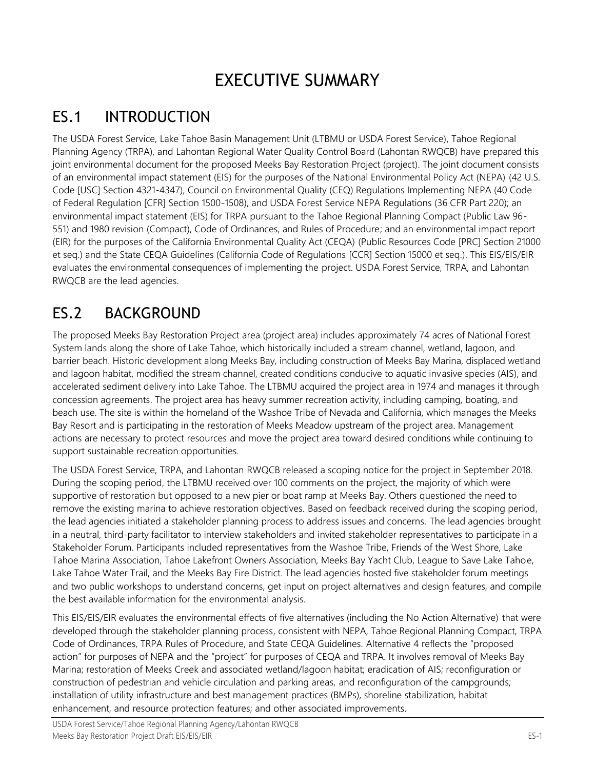# EXECUTIVE SUMMARY

## ES.1 INTRODUCTION

The USDA Forest Service, Lake Tahoe Basin Management Unit (LTBMU or USDA Forest Service), Tahoe Regional Planning Agency (TRPA), and Lahontan Regional Water Quality Control Board (Lahontan RWQCB) have prepared this joint environmental document for the proposed Meeks Bay Restoration Project (project). The joint document consists of an environmental impact statement (EIS) for the purposes of the National Environmental Policy Act (NEPA) (42 U.S. Code [USC] Section 4321-4347), Council on Environmental Quality (CEQ) Regulations Implementing NEPA (40 Code of Federal Regulation [CFR] Section 1500-1508), and USDA Forest Service NEPA Regulations (36 CFR Part 220); an environmental impact statement (EIS) for TRPA pursuant to the Tahoe Regional Planning Compact (Public Law 96-551) and 1980 revision (Compact), Code of Ordinances, and Rules of Procedure; and an environmental impact report (EIR) for the purposes of the California Environmental Quality Act (CEQA) (Public Resources Code [PRC] Section 21000 et seq.) and the State CEQA Guidelines (California Code of Regulations [CCR] Section 15000 et seq.). This EIS/EIS/EIR evaluates the environmental consequences of implementing the project. USDA Forest Service, TRPA, and Lahontan RWQCB are the lead agencies.

## ES.2 BACKGROUND

The proposed Meeks Bay Restoration Project area (project area) includes approximately 74 acres of National Forest System lands along the shore of Lake Tahoe, which historically included a stream channel, wetland, lagoon, and barrier beach. Historic development along Meeks Bay, including construction of Meeks Bay Marina, displaced wetland and lagoon habitat, modified the stream channel, created conditions conducive to aquatic invasive species (AIS), and accelerated sediment delivery into Lake Tahoe. The LTBMU acquired the project area in 1974 and manages it through concession agreements. The project area has heavy summer recreation activity, including camping, boating, and beach use. The site is within the homeland of the Washoe Tribe of Nevada and California, which manages the Meeks Bay Resort and is participating in the restoration of Meeks Meadow upstream of the project area. Management actions are necessary to protect resources and move the project area toward desired conditions while continuing to support sustainable recreation opportunities.

The USDA Forest Service, TRPA, and Lahontan RWQCB released a scoping notice for the project in September 2018. During the scoping period, the LTBMU received over 100 comments on the project, the majority of which were supportive of restoration but opposed to a new pier or boat ramp at Meeks Bay. Others questioned the need to remove the existing marina to achieve restoration objectives. Based on feedback received during the scoping period, the lead agencies initiated a stakeholder planning process to address issues and concerns. The lead agencies brought in a neutral, third-party facilitator to interview stakeholders and invited stakeholder representatives to participate in a Stakeholder Forum. Participants included representatives from the Washoe Tribe, Friends of the West Shore, Lake Tahoe Marina Association, Tahoe Lakefront Owners Association, Meeks Bay Yacht Club, League to Save Lake Tahoe, Lake Tahoe Water Trail, and the Meeks Bay Fire District. The lead agencies hosted five stakeholder forum meetings and two public workshops to understand concerns, get input on project alternatives and design features, and compile the best available information for the environmental analysis.

This EIS/EIS/EIR evaluates the environmental effects of five alternatives (including the No Action Alternative) that were developed through the stakeholder planning process, consistent with NEPA, Tahoe Regional Planning Compact, TRPA Code of Ordinances, TRPA Rules of Procedure, and State CEQA Guidelines. Alternative 4 reflects the "proposed action" for purposes of NEPA and the "project" for purposes of CEQA and TRPA. It involves removal of Meeks Bay Marina; restoration of Meeks Creek and associated wetland/lagoon habitat; eradication of AIS; reconfiguration or construction of pedestrian and vehicle circulation and parking areas, and reconfiguration of the campgrounds; installation of utility infrastructure and best management practices (BMPs), shoreline stabilization, habitat enhancement, and resource protection features; and other associated improvements.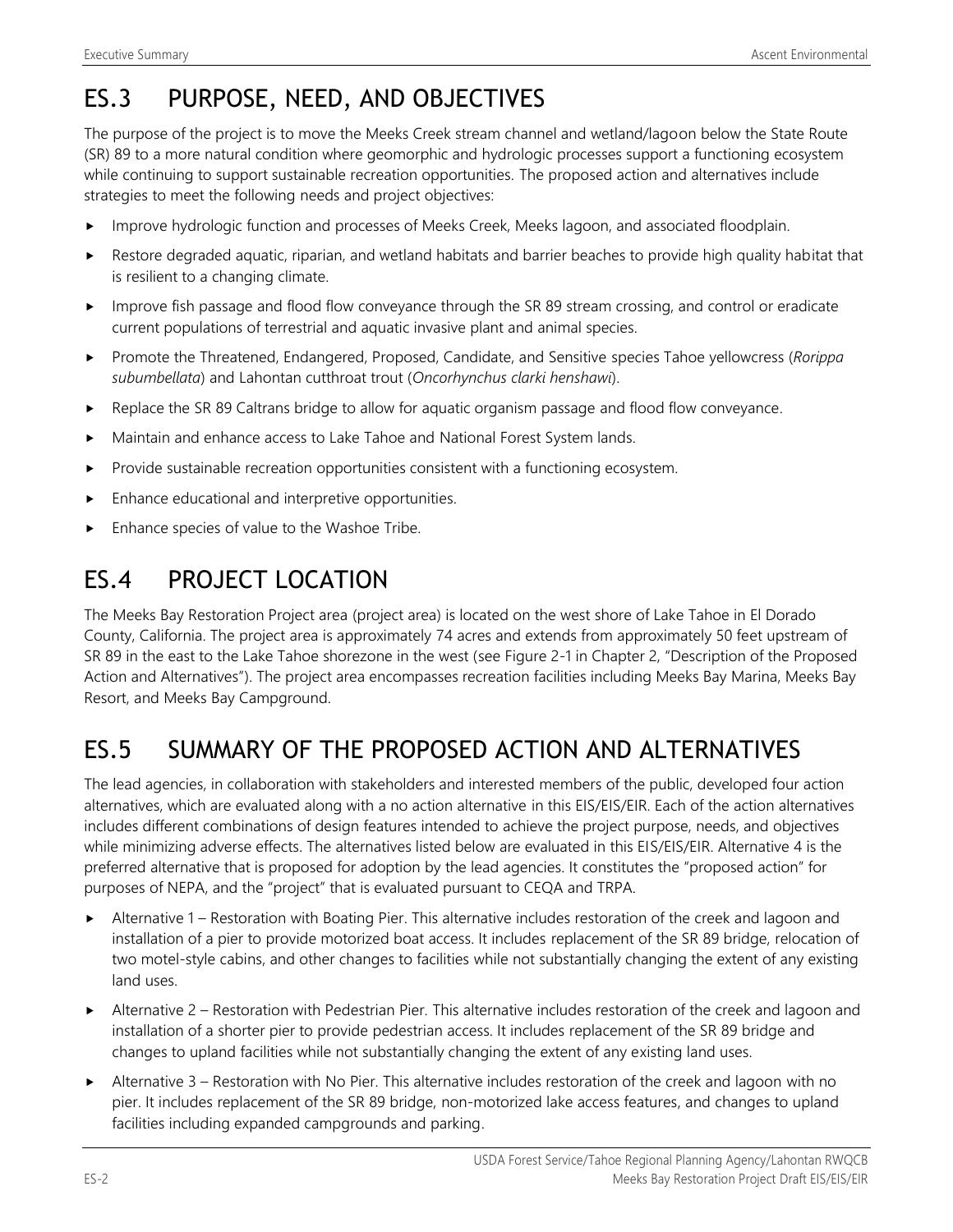## ES.3 PURPOSE, NEED, AND OBJECTIVES

The purpose of the project is to move the Meeks Creek stream channel and wetland/lagoon below the State Route (SR) 89 to a more natural condition where geomorphic and hydrologic processes support a functioning ecosystem while continuing to support sustainable recreation opportunities. The proposed action and alternatives include strategies to meet the following needs and project objectives:

- Improve hydrologic function and processes of Meeks Creek, Meeks lagoon, and associated floodplain.
- Restore degraded aquatic, riparian, and wetland habitats and barrier beaches to provide high quality habitat that is resilient to a changing climate.
- Improve fish passage and flood flow conveyance through the SR 89 stream crossing, and control or eradicate current populations of terrestrial and aquatic invasive plant and animal species.
- Promote the Threatened, Endangered, Proposed, Candidate, and Sensitive species Tahoe yellowcress (*Rorippa subumbellata*) and Lahontan cutthroat trout (*Oncorhynchus clarki henshawi*).
- Replace the SR 89 Caltrans bridge to allow for aquatic organism passage and flood flow conveyance.
- Maintain and enhance access to Lake Tahoe and National Forest System lands.
- Provide sustainable recreation opportunities consistent with a functioning ecosystem.
- Enhance educational and interpretive opportunities.
- Enhance species of value to the Washoe Tribe.

## ES.4 PROJECT LOCATION

The Meeks Bay Restoration Project area (project area) is located on the west shore of Lake Tahoe in El Dorado County, California. The project area is approximately 74 acres and extends from approximately 50 feet upstream of SR 89 in the east to the Lake Tahoe shorezone in the west (see Figure 2-1 in Chapter 2, "Description of the Proposed Action and Alternatives"). The project area encompasses recreation facilities including Meeks Bay Marina, Meeks Bay Resort, and Meeks Bay Campground.

## ES.5 SUMMARY OF THE PROPOSED ACTION AND ALTERNATIVES

The lead agencies, in collaboration with stakeholders and interested members of the public, developed four action alternatives, which are evaluated along with a no action alternative in this EIS/EIS/EIR. Each of the action alternatives includes different combinations of design features intended to achieve the project purpose, needs, and objectives while minimizing adverse effects. The alternatives listed below are evaluated in this EIS/EIS/EIR. Alternative 4 is the preferred alternative that is proposed for adoption by the lead agencies. It constitutes the "proposed action" for purposes of NEPA, and the "project" that is evaluated pursuant to CEQA and TRPA.

- Alternative 1 – Restoration with Boating Pier. This alternative includes restoration of the creek and lagoon and installation of a pier to provide motorized boat access. It includes replacement of the SR 89 bridge, relocation of two motel-style cabins, and other changes to facilities while not substantially changing the extent of any existing land uses.
- Alternative 2 – Restoration with Pedestrian Pier. This alternative includes restoration of the creek and lagoon and installation of a shorter pier to provide pedestrian access. It includes replacement of the SR 89 bridge and changes to upland facilities while not substantially changing the extent of any existing land uses.
- Alternative 3 – Restoration with No Pier. This alternative includes restoration of the creek and lagoon with no pier. It includes replacement of the SR 89 bridge, non-motorized lake access features, and changes to upland facilities including expanded campgrounds and parking.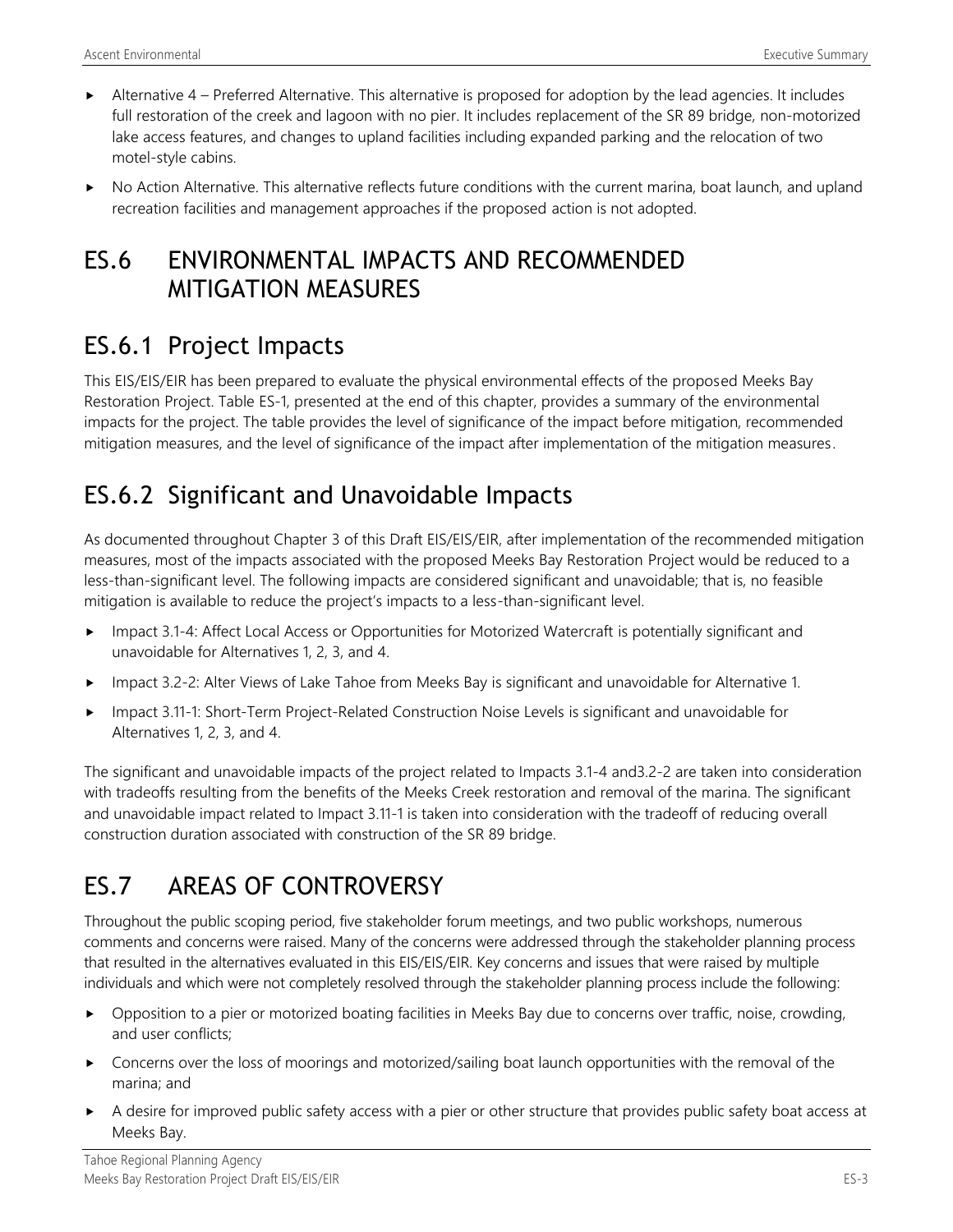- Alternative 4 – Preferred Alternative. This alternative is proposed for adoption by the lead agencies. It includes full restoration of the creek and lagoon with no pier. It includes replacement of the SR 89 bridge, non-motorized lake access features, and changes to upland facilities including expanded parking and the relocation of two motel-style cabins.
- No Action Alternative. This alternative reflects future conditions with the current marina, boat launch, and upland recreation facilities and management approaches if the proposed action is not adopted.

# ES.6 ENVIRONMENTAL IMPACTS AND RECOMMENDED MITIGATION MEASURES

## ES.6.1 Project Impacts

This EIS/EIS/EIR has been prepared to evaluate the physical environmental effects of the proposed Meeks Bay Restoration Project. Table ES-1, presented at the end of this chapter, provides a summary of the environmental impacts for the project. The table provides the level of significance of the impact before mitigation, recommended mitigation measures, and the level of significance of the impact after implementation of the mitigation measures.

## ES.6.2 Significant and Unavoidable Impacts

As documented throughout Chapter 3 of this Draft EIS/EIS/EIR, after implementation of the recommended mitigation measures, most of the impacts associated with the proposed Meeks Bay Restoration Project would be reduced to a less-than-significant level. The following impacts are considered significant and unavoidable; that is, no feasible mitigation is available to reduce the project's impacts to a less-than-significant level.

- Impact 3.1-4: Affect Local Access or Opportunities for Motorized Watercraft is potentially significant and unavoidable for Alternatives 1, 2, 3, and 4.
- Impact 3.2-2: Alter Views of Lake Tahoe from Meeks Bay is significant and unavoidable for Alternative 1.
- Impact 3.11-1: Short-Term Project-Related Construction Noise Levels is significant and unavoidable for Alternatives 1, 2, 3, and 4.

The significant and unavoidable impacts of the project related to Impacts 3.1-4 and3.2-2 are taken into consideration with tradeoffs resulting from the benefits of the Meeks Creek restoration and removal of the marina. The significant and unavoidable impact related to Impact 3.11-1 is taken into consideration with the tradeoff of reducing overall construction duration associated with construction of the SR 89 bridge.

# ES.7 AREAS OF CONTROVERSY

Throughout the public scoping period, five stakeholder forum meetings, and two public workshops, numerous comments and concerns were raised. Many of the concerns were addressed through the stakeholder planning process that resulted in the alternatives evaluated in this EIS/EIS/EIR. Key concerns and issues that were raised by multiple individuals and which were not completely resolved through the stakeholder planning process include the following:

- Opposition to a pier or motorized boating facilities in Meeks Bay due to concerns over traffic, noise, crowding, and user conflicts;
- Concerns over the loss of moorings and motorized/sailing boat launch opportunities with the removal of the marina; and
- A desire for improved public safety access with a pier or other structure that provides public safety boat access at Meeks Bay.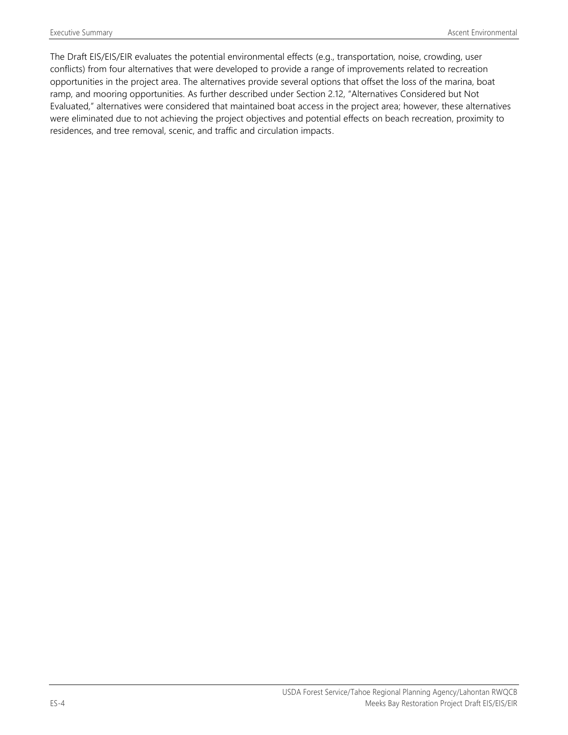The Draft EIS/EIS/EIR evaluates the potential environmental effects (e.g., transportation, noise, crowding, user conflicts) from four alternatives that were developed to provide a range of improvements related to recreation opportunities in the project area. The alternatives provide several options that offset the loss of the marina, boat ramp, and mooring opportunities. As further described under Section 2.12, "Alternatives Considered but Not Evaluated," alternatives were considered that maintained boat access in the project area; however, these alternatives were eliminated due to not achieving the project objectives and potential effects on beach recreation, proximity to residences, and tree removal, scenic, and traffic and circulation impacts.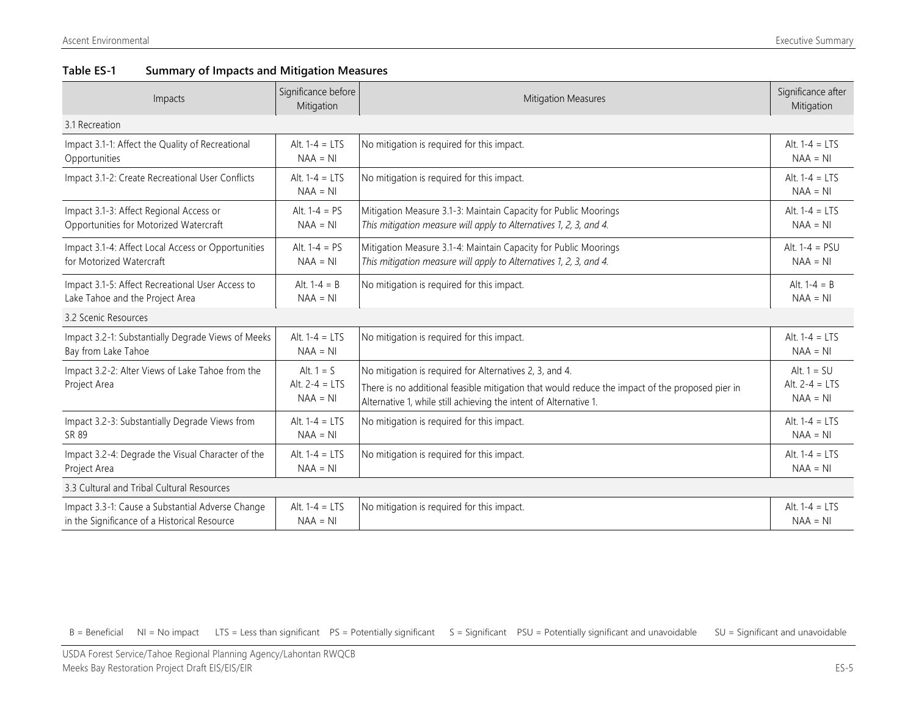**Table ES-1 Summary of Impacts and Mitigation Measures**

| Impacts | Significance before Mitigation | Mitigation Measures | Significance after Mitigation |
|---|---|---|---|
| 3.1 Recreation | | | |
| Impact 3.1-1: Affect the Quality of Recreational Opportunities | Alt. 1-4 = LTS<br>NAA = NI | No mitigation is required for this impact. | Alt. 1-4 = LTS<br>NAA = NI |
| Impact 3.1-2: Create Recreational User Conflicts | Alt. 1-4 = LTS<br>NAA = NI | No mitigation is required for this impact. | Alt. 1-4 = LTS<br>NAA = NI |
| Impact 3.1-3: Affect Regional Access or Opportunities for Motorized Watercraft | Alt. 1-4 = PS<br>NAA = NI | Mitigation Measure 3.1-3: Maintain Capacity for Public Moorings<br>*This mitigation measure will apply to Alternatives 1, 2, 3, and 4.* | Alt. 1-4 = LTS<br>NAA = NI |
| Impact 3.1-4: Affect Local Access or Opportunities for Motorized Watercraft | Alt. 1-4 = PS<br>NAA = NI | Mitigation Measure 3.1-4: Maintain Capacity for Public Moorings<br>*This mitigation measure will apply to Alternatives 1, 2, 3, and 4.* | Alt. 1-4 = PSU<br>NAA = NI |
| Impact 3.1-5: Affect Recreational User Access to Lake Tahoe and the Project Area | Alt. 1-4 = B<br>NAA = NI | No mitigation is required for this impact. | Alt. 1-4 = B<br>NAA = NI |
| 3.2 Scenic Resources | | | |
| Impact 3.2-1: Substantially Degrade Views of Meeks Bay from Lake Tahoe | Alt. 1-4 = LTS<br>NAA = NI | No mitigation is required for this impact. | Alt. 1-4 = LTS<br>NAA = NI |
| Impact 3.2-2: Alter Views of Lake Tahoe from the Project Area | Alt. 1 = S<br>Alt. 2-4 = LTS<br>NAA = NI | No mitigation is required for Alternatives 2, 3, and 4.<br>There is no additional feasible mitigation that would reduce the impact of the proposed pier in Alternative 1, while still achieving the intent of Alternative 1. | Alt. 1 = SU<br>Alt. 2-4 = LTS<br>NAA = NI |
| Impact 3.2-3: Substantially Degrade Views from SR 89 | Alt. 1-4 = LTS<br>NAA = NI | No mitigation is required for this impact. | Alt. 1-4 = LTS<br>NAA = NI |
| Impact 3.2-4: Degrade the Visual Character of the Project Area | Alt. 1-4 = LTS<br>NAA = NI | No mitigation is required for this impact. | Alt. 1-4 = LTS<br>NAA = NI |
| 3.3 Cultural and Tribal Cultural Resources | | | |
| Impact 3.3-1: Cause a Substantial Adverse Change in the Significance of a Historical Resource | Alt. 1-4 = LTS<br>NAA = NI | No mitigation is required for this impact. | Alt. 1-4 = LTS<br>NAA = NI |

B = Beneficial NI = No impact LTS = Less than significant PS = Potentially significant S = Significant PSU = Potentially significant and unavoidable SU = Significant and unavoidable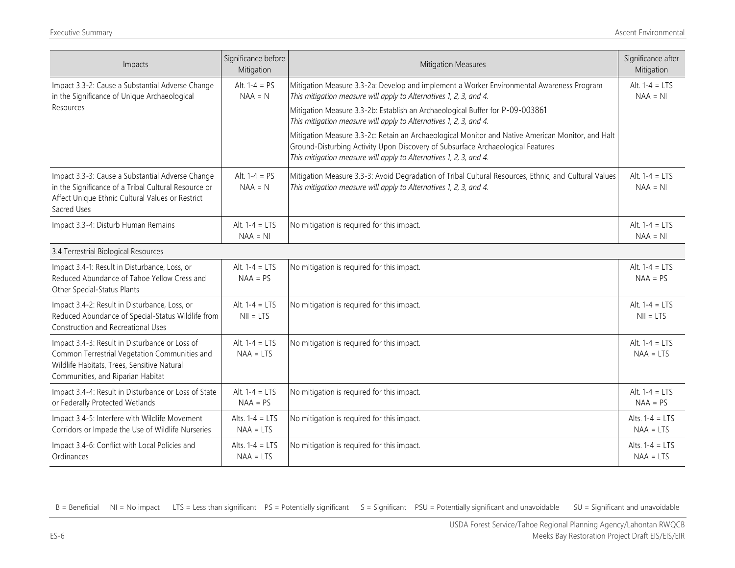| Impacts | Significance before Mitigation | Mitigation Measures | Significance after Mitigation |
|---|---|---|---|
| Impact 3.3-2: Cause a Substantial Adverse Change in the Significance of Unique Archaeological Resources | Alt. 1-4 = PS<br>NAA = N | Mitigation Measure 3.3-2a: Develop and implement a Worker Environmental Awareness Program<br>*This mitigation measure will apply to Alternatives 1, 2, 3, and 4.*<br>Mitigation Measure 3.3-2b: Establish an Archaeological Buffer for P-09-003861<br>*This mitigation measure will apply to Alternatives 1, 2, 3, and 4.*<br>Mitigation Measure 3.3-2c: Retain an Archaeological Monitor and Native American Monitor, and Halt Ground-Disturbing Activity Upon Discovery of Subsurface Archaeological Features<br>*This mitigation measure will apply to Alternatives 1, 2, 3, and 4.* | Alt. 1-4 = LTS<br>NAA = NI |
| Impact 3.3-3: Cause a Substantial Adverse Change in the Significance of a Tribal Cultural Resource or Affect Unique Ethnic Cultural Values or Restrict Sacred Uses | Alt. 1-4 = PS<br>NAA = N | Mitigation Measure 3.3-3: Avoid Degradation of Tribal Cultural Resources, Ethnic, and Cultural Values<br>*This mitigation measure will apply to Alternatives 1, 2, 3, and 4.* | Alt. 1-4 = LTS<br>NAA = NI |
| Impact 3.3-4: Disturb Human Remains | Alt. 1-4 = LTS<br>NAA = NI | No mitigation is required for this impact. | Alt. 1-4 = LTS<br>NAA = NI |
| 3.4 Terrestrial Biological Resources | | | |
| Impact 3.4-1: Result in Disturbance, Loss, or Reduced Abundance of Tahoe Yellow Cress and Other Special-Status Plants | Alt. 1-4 = LTS<br>NAA = PS | No mitigation is required for this impact. | Alt. 1-4 = LTS<br>NAA = PS |
| Impact 3.4-2: Result in Disturbance, Loss, or Reduced Abundance of Special-Status Wildlife from Construction and Recreational Uses | Alt. 1-4 = LTS<br>NII = LTS | No mitigation is required for this impact. | Alt. 1-4 = LTS<br>NII = LTS |
| Impact 3.4-3: Result in Disturbance or Loss of Common Terrestrial Vegetation Communities and Wildlife Habitats, Trees, Sensitive Natural Communities, and Riparian Habitat | Alt. 1-4 = LTS<br>NAA = LTS | No mitigation is required for this impact. | Alt. 1-4 = LTS<br>NAA = LTS |
| Impact 3.4-4: Result in Disturbance or Loss of State or Federally Protected Wetlands | Alt. 1-4 = LTS<br>NAA = PS | No mitigation is required for this impact. | Alt. 1-4 = LTS<br>NAA = PS |
| Impact 3.4-5: Interfere with Wildlife Movement Corridors or Impede the Use of Wildlife Nurseries | Alts. 1-4 = LTS<br>NAA = LTS | No mitigation is required for this impact. | Alts. 1-4 = LTS<br>NAA = LTS |
| Impact 3.4-6: Conflict with Local Policies and Ordinances | Alts. 1-4 = LTS<br>NAA = LTS | No mitigation is required for this impact. | Alts. 1-4 = LTS<br>NAA = LTS |

B = Beneficial NI = No impact LTS = Less than significant PS = Potentially significant S = Significant PSU = Potentially significant and unavoidable SU = Significant and unavoidable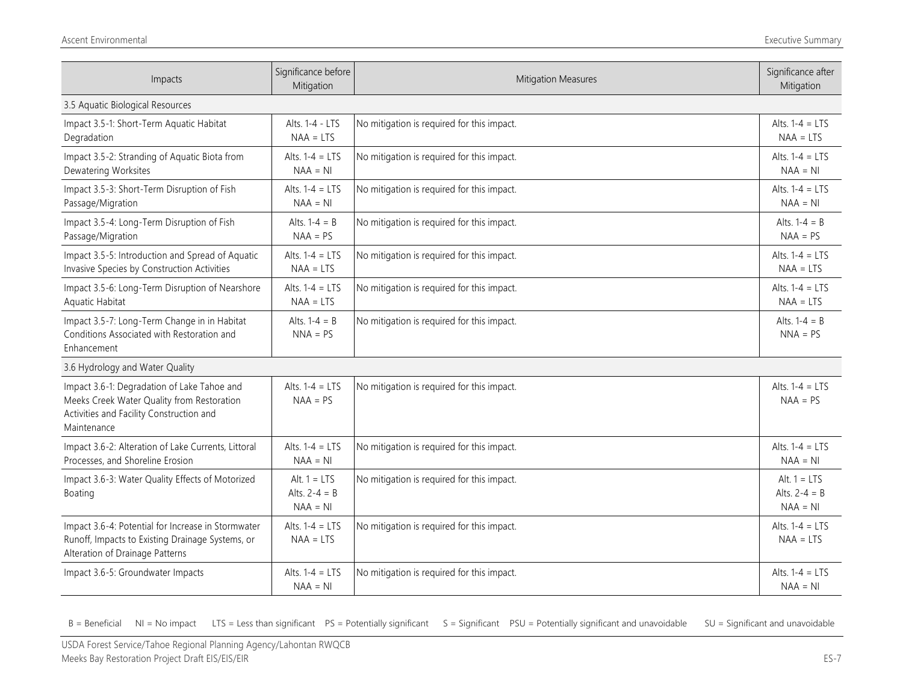| Impacts | Significance before Mitigation | Mitigation Measures | Significance after Mitigation |
|---|---|---|---|
| 3.5 Aquatic Biological Resources | | | |
| Impact 3.5-1: Short-Term Aquatic Habitat Degradation | Alts. 1-4 - LTS<br>NAA = LTS | No mitigation is required for this impact. | Alts. 1-4 = LTS<br>NAA = LTS |
| Impact 3.5-2: Stranding of Aquatic Biota from Dewatering Worksites | Alts. 1-4 = LTS<br>NAA = NI | No mitigation is required for this impact. | Alts. 1-4 = LTS<br>NAA = NI |
| Impact 3.5-3: Short-Term Disruption of Fish Passage/Migration | Alts. 1-4 = LTS<br>NAA = NI | No mitigation is required for this impact. | Alts. 1-4 = LTS<br>NAA = NI |
| Impact 3.5-4: Long-Term Disruption of Fish Passage/Migration | Alts. 1-4 = B<br>NAA = PS | No mitigation is required for this impact. | Alts. 1-4 = B<br>NAA = PS |
| Impact 3.5-5: Introduction and Spread of Aquatic Invasive Species by Construction Activities | Alts. 1-4 = LTS<br>NAA = LTS | No mitigation is required for this impact. | Alts. 1-4 = LTS<br>NAA = LTS |
| Impact 3.5-6: Long-Term Disruption of Nearshore Aquatic Habitat | Alts. 1-4 = LTS<br>NAA = LTS | No mitigation is required for this impact. | Alts. 1-4 = LTS<br>NAA = LTS |
| Impact 3.5-7: Long-Term Change in in Habitat Conditions Associated with Restoration and Enhancement | Alts. 1-4 = B<br>NNA = PS | No mitigation is required for this impact. | Alts. 1-4 = B<br>NNA = PS |
| 3.6 Hydrology and Water Quality | | | |
| Impact 3.6-1: Degradation of Lake Tahoe and Meeks Creek Water Quality from Restoration Activities and Facility Construction and Maintenance | Alts. 1-4 = LTS<br>NAA = PS | No mitigation is required for this impact. | Alts. 1-4 = LTS<br>NAA = PS |
| Impact 3.6-2: Alteration of Lake Currents, Littoral Processes, and Shoreline Erosion | Alts. 1-4 = LTS<br>NAA = NI | No mitigation is required for this impact. | Alts. 1-4 = LTS<br>NAA = NI |
| Impact 3.6-3: Water Quality Effects of Motorized Boating | Alt. 1 = LTS<br>Alts. 2-4 = B<br>NAA = NI | No mitigation is required for this impact. | Alt. 1 = LTS<br>Alts. 2-4 = B<br>NAA = NI |
| Impact 3.6-4: Potential for Increase in Stormwater Runoff, Impacts to Existing Drainage Systems, or Alteration of Drainage Patterns | Alts. 1-4 = LTS<br>NAA = LTS | No mitigation is required for this impact. | Alts. 1-4 = LTS<br>NAA = LTS |
| Impact 3.6-5: Groundwater Impacts | Alts. 1-4 = LTS<br>NAA = NI | No mitigation is required for this impact. | Alts. 1-4 = LTS<br>NAA = NI |

B = Beneficial NI = No impact LTS = Less than significant PS = Potentially significant S = Significant PSU = Potentially significant and unavoidable SU = Significant and unavoidable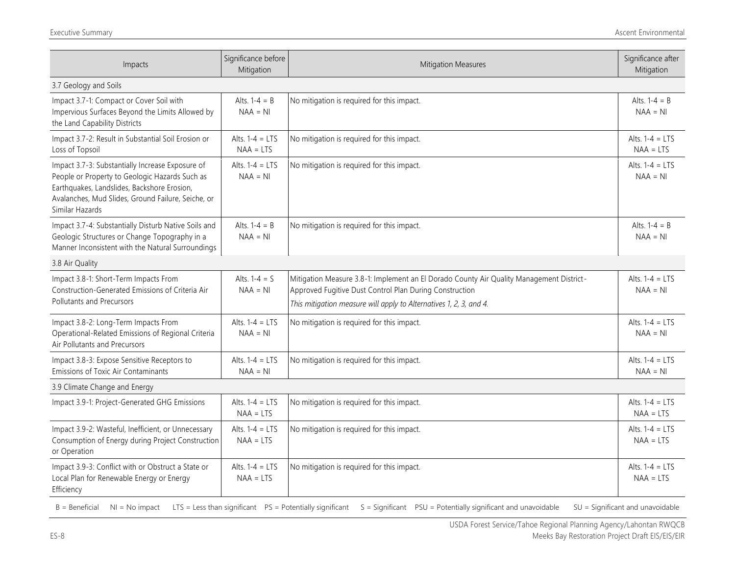| Impacts | Significance before Mitigation | Mitigation Measures | Significance after Mitigation |
|---|---|---|---|
| 3.7 Geology and Soils | | | |
| Impact 3.7-1: Compact or Cover Soil with Impervious Surfaces Beyond the Limits Allowed by the Land Capability Districts | Alts. 1-4 = B<br>NAA = NI | No mitigation is required for this impact. | Alts. 1-4 = B<br>NAA = NI |
| Impact 3.7-2: Result in Substantial Soil Erosion or Loss of Topsoil | Alts. 1-4 = LTS<br>NAA = LTS | No mitigation is required for this impact. | Alts. 1-4 = LTS<br>NAA = LTS |
| Impact 3.7-3: Substantially Increase Exposure of People or Property to Geologic Hazards Such as Earthquakes, Landslides, Backshore Erosion, Avalanches, Mud Slides, Ground Failure, Seiche, or Similar Hazards | Alts. 1-4 = LTS<br>NAA = NI | No mitigation is required for this impact. | Alts. 1-4 = LTS<br>NAA = NI |
| Impact 3.7-4: Substantially Disturb Native Soils and Geologic Structures or Change Topography in a Manner Inconsistent with the Natural Surroundings | Alts. 1-4 = B<br>NAA = NI | No mitigation is required for this impact. | Alts. 1-4 = B<br>NAA = NI |
| 3.8 Air Quality | | | |
| Impact 3.8-1: Short-Term Impacts From Construction-Generated Emissions of Criteria Air Pollutants and Precursors | Alts. 1-4 = S<br>NAA = NI | Mitigation Measure 3.8-1: Implement an El Dorado County Air Quality Management District-Approved Fugitive Dust Control Plan During Construction<br>*This mitigation measure will apply to Alternatives 1, 2, 3, and 4.* | Alts. 1-4 = LTS<br>NAA = NI |
| Impact 3.8-2: Long-Term Impacts From Operational-Related Emissions of Regional Criteria Air Pollutants and Precursors | Alts. 1-4 = LTS<br>NAA = NI | No mitigation is required for this impact. | Alts. 1-4 = LTS<br>NAA = NI |
| Impact 3.8-3: Expose Sensitive Receptors to Emissions of Toxic Air Contaminants | Alts. 1-4 = LTS<br>NAA = NI | No mitigation is required for this impact. | Alts. 1-4 = LTS<br>NAA = NI |
| 3.9 Climate Change and Energy | | | |
| Impact 3.9-1: Project-Generated GHG Emissions | Alts. 1-4 = LTS<br>NAA = LTS | No mitigation is required for this impact. | Alts. 1-4 = LTS<br>NAA = LTS |
| Impact 3.9-2: Wasteful, Inefficient, or Unnecessary Consumption of Energy during Project Construction or Operation | Alts. 1-4 = LTS<br>NAA = LTS | No mitigation is required for this impact. | Alts. 1-4 = LTS<br>NAA = LTS |
| Impact 3.9-3: Conflict with or Obstruct a State or Local Plan for Renewable Energy or Energy Efficiency | Alts. 1-4 = LTS<br>NAA = LTS | No mitigation is required for this impact. | Alts. 1-4 = LTS<br>NAA = LTS |

B = Beneficial NI = No impact LTS = Less than significant PS = Potentially significant S = Significant PSU = Potentially significant and unavoidable SU = Significant and unavoidable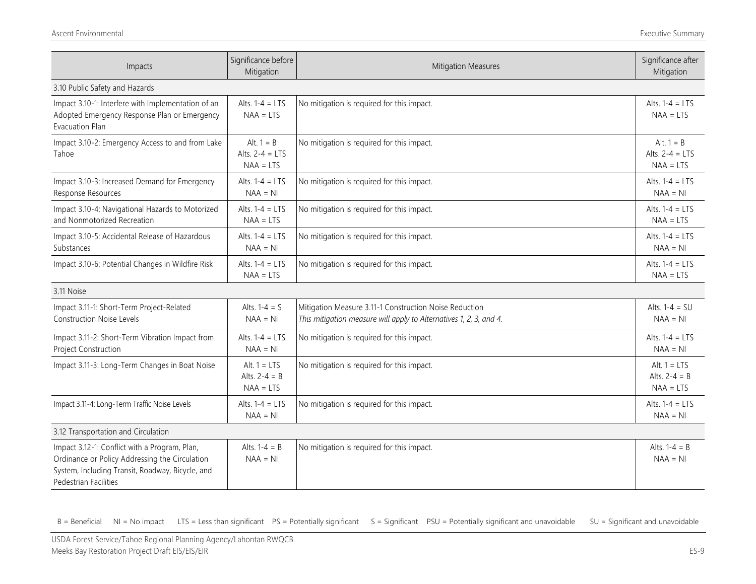| Impacts | Significance before Mitigation | Mitigation Measures | Significance after Mitigation |
|---|---|---|---|
| 3.10 Public Safety and Hazards | | | |
| Impact 3.10-1: Interfere with Implementation of an Adopted Emergency Response Plan or Emergency Evacuation Plan | Alts. 1-4 = LTS<br>NAA = LTS | No mitigation is required for this impact. | Alts. 1-4 = LTS<br>NAA = LTS |
| Impact 3.10-2: Emergency Access to and from Lake Tahoe | Alt. 1 = B<br>Alts. 2-4 = LTS<br>NAA = LTS | No mitigation is required for this impact. | Alt. 1 = B<br>Alts. 2-4 = LTS<br>NAA = LTS |
| Impact 3.10-3: Increased Demand for Emergency Response Resources | Alts. 1-4 = LTS<br>NAA = NI | No mitigation is required for this impact. | Alts. 1-4 = LTS<br>NAA = NI |
| Impact 3.10-4: Navigational Hazards to Motorized and Nonmotorized Recreation | Alts. 1-4 = LTS<br>NAA = LTS | No mitigation is required for this impact. | Alts. 1-4 = LTS<br>NAA = LTS |
| Impact 3.10-5: Accidental Release of Hazardous Substances | Alts. 1-4 = LTS<br>NAA = NI | No mitigation is required for this impact. | Alts. 1-4 = LTS<br>NAA = NI |
| Impact 3.10-6: Potential Changes in Wildfire Risk | Alts. 1-4 = LTS<br>NAA = LTS | No mitigation is required for this impact. | Alts. 1-4 = LTS<br>NAA = LTS |
| 3.11 Noise | | | |
| Impact 3.11-1: Short-Term Project-Related Construction Noise Levels | Alts. 1-4 = S<br>NAA = NI | Mitigation Measure 3.11-1 Construction Noise Reduction<br>*This mitigation measure will apply to Alternatives 1, 2, 3, and 4.* | Alts. 1-4 = SU<br>NAA = NI |
| Impact 3.11-2: Short-Term Vibration Impact from Project Construction | Alts. 1-4 = LTS<br>NAA = NI | No mitigation is required for this impact. | Alts. 1-4 = LTS<br>NAA = NI |
| Impact 3.11-3: Long-Term Changes in Boat Noise | Alt. 1 = LTS<br>Alts. 2-4 = B<br>NAA = LTS | No mitigation is required for this impact. | Alt. 1 = LTS<br>Alts. 2-4 = B<br>NAA = LTS |
| Impact 3.11-4: Long-Term Traffic Noise Levels | Alts. 1-4 = LTS<br>NAA = NI | No mitigation is required for this impact. | Alts. 1-4 = LTS<br>NAA = NI |
| 3.12 Transportation and Circulation | | | |
| Impact 3.12-1: Conflict with a Program, Plan, Ordinance or Policy Addressing the Circulation System, Including Transit, Roadway, Bicycle, and Pedestrian Facilities | Alts. 1-4 = B<br>NAA = NI | No mitigation is required for this impact. | Alts. 1-4 = B<br>NAA = NI |

B = Beneficial NI = No impact LTS = Less than significant PS = Potentially significant S = Significant PSU = Potentially significant and unavoidable SU = Significant and unavoidable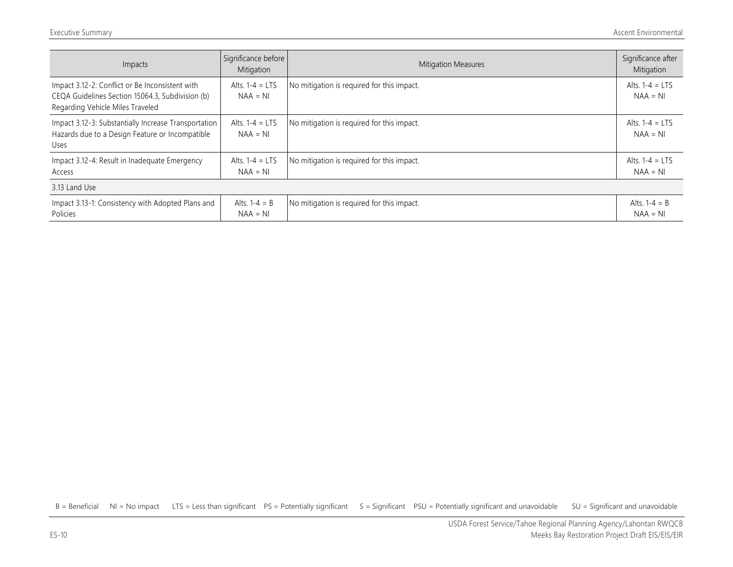| Impacts | Significance before Mitigation | Mitigation Measures | Significance after Mitigation |
|---|---|---|---|
| Impact 3.12-2: Conflict or Be Inconsistent with CEQA Guidelines Section 15064.3, Subdivision (b) Regarding Vehicle Miles Traveled | Alts. 1-4 = LTS<br>NAA = NI | No mitigation is required for this impact. | Alts. 1-4 = LTS<br>NAA = NI |
| Impact 3.12-3: Substantially Increase Transportation Hazards due to a Design Feature or Incompatible Uses | Alts. 1-4 = LTS<br>NAA = NI | No mitigation is required for this impact. | Alts. 1-4 = LTS<br>NAA = NI |
| Impact 3.12-4: Result in Inadequate Emergency Access | Alts. 1-4 = LTS<br>NAA = NI | No mitigation is required for this impact. | Alts. 1-4 = LTS<br>NAA = NI |
| 3.13 Land Use | | | |
| Impact 3.13-1: Consistency with Adopted Plans and Policies | Alts. 1-4 = B<br>NAA = NI | No mitigation is required for this impact. | Alts. 1-4 = B<br>NAA = NI |

B = Beneficial NI = No impact LTS = Less than significant PS = Potentially significant S = Significant PSU = Potentially significant and unavoidable SU = Significant and unavoidable